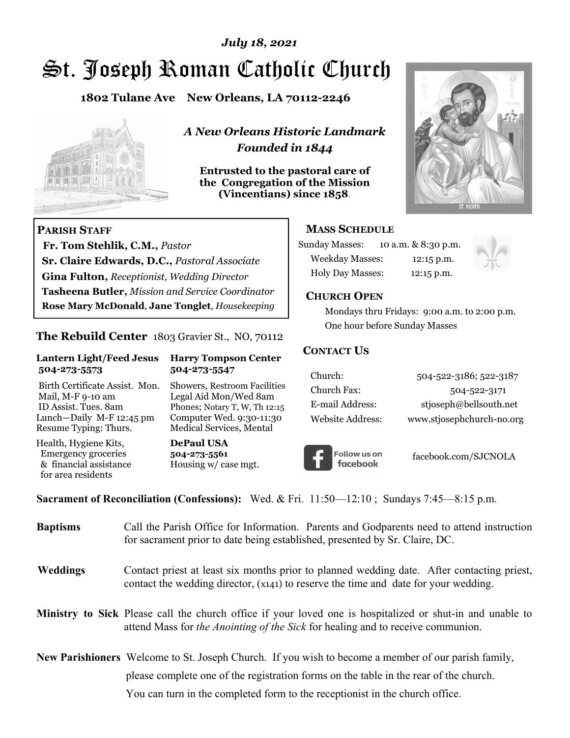*July 18, 2021*

# St. Joseph Roman Catholic Church

**1802 Tulane Ave New Orleans, LA 70112-2246**

***A New Orleans Historic Landmark***
***Founded in 1844***

**Entrusted to the pastoral care of the Congregation of the Mission (Vincentians) since 1858.**

**PARISH STAFF**

**Fr. Tom Stehlik, C.M.,** *Pastor*
**Sr. Claire Edwards, D.C.,** *Pastoral Associate*
**Gina Fulton,** *Receptionist, Wedding Director*
**Tasheena Butler,** *Mission and Service Coordinator*
**Rose Mary McDonald**, **Jane Tonglet**, *Housekeeping*

**The Rebuild Center** 1803 Gravier St., NO, 70112

| **Lantern Light/Feed Jesus 504-273-5573** | **Harry Tompson Center 504-273-5547** |
|---|---|
| Birth Certificate Assist. Mon. Mail, M-F 9-10 am ID Assist. Tues. 8am Lunch—Daily M-F 12:45 pm Resume Typing: Thurs. | Showers, Restroom Facilities Legal Aid Mon/Wed 8am Phones; Notary T, W, Th 12:15 Computer Wed. 9:30-11:30 Medical Services, Mental |
| Health, Hygiene Kits, Emergency groceries & financial assistance for area residents | **DePaul USA 504-273-5561** Housing w/ case mgt. |

**MASS SCHEDULE**

| | |
|---|---|
| Sunday Masses: | 10 a.m. & 8:30 p.m. |
| Weekday Masses: | 12:15 p.m. |
| Holy Day Masses: | 12:15 p.m. |

**CHURCH OPEN**

Mondays thru Fridays: 9:00 a.m. to 2:00 p.m.
One hour before Sunday Masses

**CONTACT US**

| | |
|---|---|
| Church: | 504-522-3186; 522-3187 |
| Church Fax: | 504-522-3171 |
| E-mail Address: | stjoseph@bellsouth.net |
| Website Address: | www.stjosephchurch-no.org |

Follow us on facebook — facebook.com/SJCNOLA

**Sacrament of Reconciliation (Confessions):** Wed. & Fri. 11:50—12:10 ; Sundays 7:45—8:15 p.m.

**Baptisms** Call the Parish Office for Information. Parents and Godparents need to attend instruction for sacrament prior to date being established, presented by Sr. Claire, DC.

**Weddings** Contact priest at least six months prior to planned wedding date. After contacting priest, contact the wedding director, (x141) to reserve the time and date for your wedding.

**Ministry to Sick** Please call the church office if your loved one is hospitalized or shut-in and unable to attend Mass for *the Anointing of the Sick* for healing and to receive communion.

**New Parishioners** Welcome to St. Joseph Church. If you wish to become a member of our parish family, please complete one of the registration forms on the table in the rear of the church. You can turn in the completed form to the receptionist in the church office.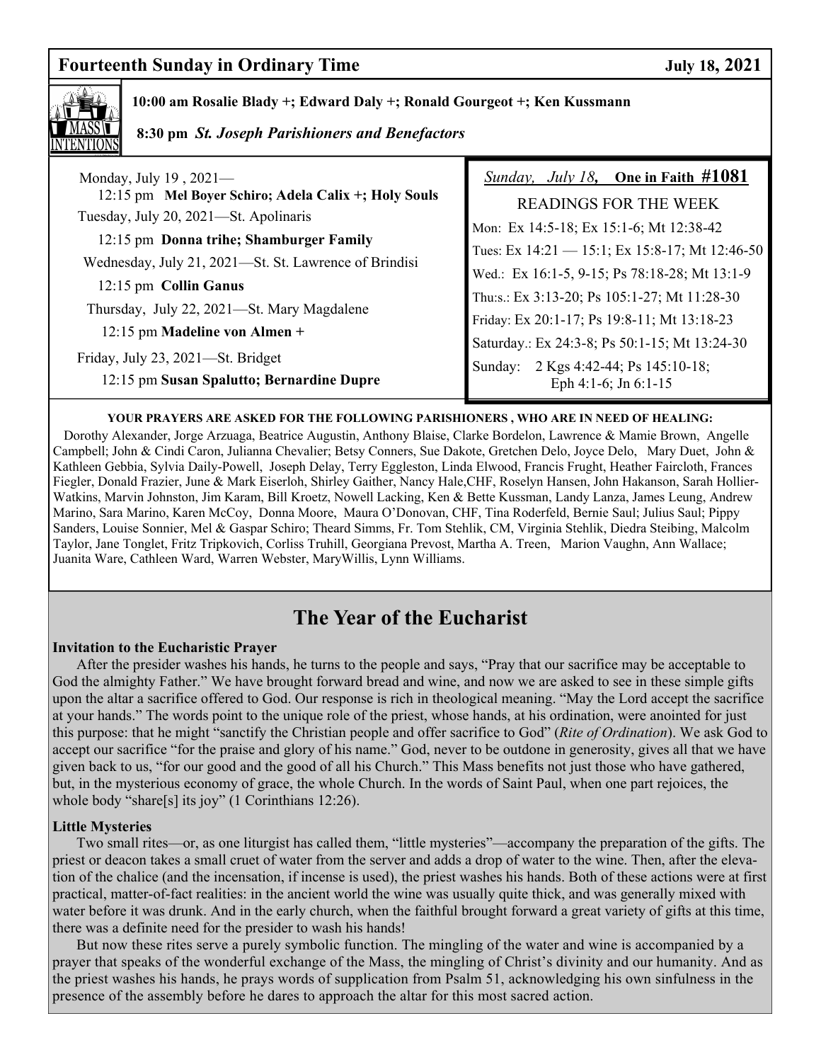## Fourteenth Sunday in Ordinary Time — July 18, 2021

**10:00 am Rosalie Blady +; Edward Daly +; Ronald Gourgeot +; Ken Kussmann**

**8:30 pm** ***St. Joseph Parishioners and Benefactors***

Monday, July 19 , 2021—
12:15 pm **Mel Boyer Schiro; Adela Calix +; Holy Souls**

Tuesday, July 20, 2021—St. Apolinaris
12:15 pm **Donna trihe; Shamburger Family**

Wednesday, July 21, 2021—St. St. Lawrence of Brindisi
12:15 pm **Collin Ganus**

Thursday, July 22, 2021—St. Mary Magdalene
12:15 pm **Madeline von Almen +**

Friday, July 23, 2021—St. Bridget
12:15 pm **Susan Spalutto; Bernardine Dupre**

*Sunday, July 18*, **One in Faith #1081**

READINGS FOR THE WEEK

Mon: Ex 14:5-18; Ex 15:1-6; Mt 12:38-42
Tues: Ex 14:21 — 15:1; Ex 15:8-17; Mt 12:46-50
Wed.: Ex 16:1-5, 9-15; Ps 78:18-28; Mt 13:1-9
Thu:s.: Ex 3:13-20; Ps 105:1-27; Mt 11:28-30
Friday: Ex 20:1-17; Ps 19:8-11; Mt 13:18-23
Saturday.: Ex 24:3-8; Ps 50:1-15; Mt 13:24-30
Sunday: 2 Kgs 4:42-44; Ps 145:10-18; Eph 4:1-6; Jn 6:1-15

**YOUR PRAYERS ARE ASKED FOR THE FOLLOWING PARISHIONERS , WHO ARE IN NEED OF HEALING:**

Dorothy Alexander, Jorge Arzuaga, Beatrice Augustin, Anthony Blaise, Clarke Bordelon, Lawrence & Mamie Brown, Angelle Campbell; John & Cindi Caron, Julianna Chevalier; Betsy Conners, Sue Dakote, Gretchen Delo, Joyce Delo, Mary Duet, John & Kathleen Gebbia, Sylvia Daily-Powell, Joseph Delay, Terry Eggleston, Linda Elwood, Francis Frught, Heather Faircloth, Frances Fiegler, Donald Frazier, June & Mark Eiserloh, Shirley Gaither, Nancy Hale,CHF, Roselyn Hansen, John Hakanson, Sarah Hollier-Watkins, Marvin Johnston, Jim Karam, Bill Kroetz, Nowell Lacking, Ken & Bette Kussman, Landy Lanza, James Leung, Andrew Marino, Sara Marino, Karen McCoy, Donna Moore, Maura O'Donovan, CHF, Tina Roderfeld, Bernie Saul; Julius Saul; Pippy Sanders, Louise Sonnier, Mel & Gaspar Schiro; Theard Simms, Fr. Tom Stehlik, CM, Virginia Stehlik, Diedra Steibing, Malcolm Taylor, Jane Tonglet, Fritz Tripkovich, Corliss Truhill, Georgiana Prevost, Martha A. Treen, Marion Vaughn, Ann Wallace; Juanita Ware, Cathleen Ward, Warren Webster, MaryWillis, Lynn Williams.

# The Year of the Eucharist

**Invitation to the Eucharistic Prayer**

After the presider washes his hands, he turns to the people and says, "Pray that our sacrifice may be acceptable to God the almighty Father." We have brought forward bread and wine, and now we are asked to see in these simple gifts upon the altar a sacrifice offered to God. Our response is rich in theological meaning. "May the Lord accept the sacrifice at your hands." The words point to the unique role of the priest, whose hands, at his ordination, were anointed for just this purpose: that he might "sanctify the Christian people and offer sacrifice to God" (*Rite of Ordination*). We ask God to accept our sacrifice "for the praise and glory of his name." God, never to be outdone in generosity, gives all that we have given back to us, "for our good and the good of all his Church." This Mass benefits not just those who have gathered, but, in the mysterious economy of grace, the whole Church. In the words of Saint Paul, when one part rejoices, the whole body "share[s] its joy" (1 Corinthians 12:26).

**Little Mysteries**

Two small rites—or, as one liturgist has called them, "little mysteries"—accompany the preparation of the gifts. The priest or deacon takes a small cruet of water from the server and adds a drop of water to the wine. Then, after the elevation of the chalice (and the incensation, if incense is used), the priest washes his hands. Both of these actions were at first practical, matter-of-fact realities: in the ancient world the wine was usually quite thick, and was generally mixed with water before it was drunk. And in the early church, when the faithful brought forward a great variety of gifts at this time, there was a definite need for the presider to wash his hands!

But now these rites serve a purely symbolic function. The mingling of the water and wine is accompanied by a prayer that speaks of the wonderful exchange of the Mass, the mingling of Christ's divinity and our humanity. And as the priest washes his hands, he prays words of supplication from Psalm 51, acknowledging his own sinfulness in the presence of the assembly before he dares to approach the altar for this most sacred action.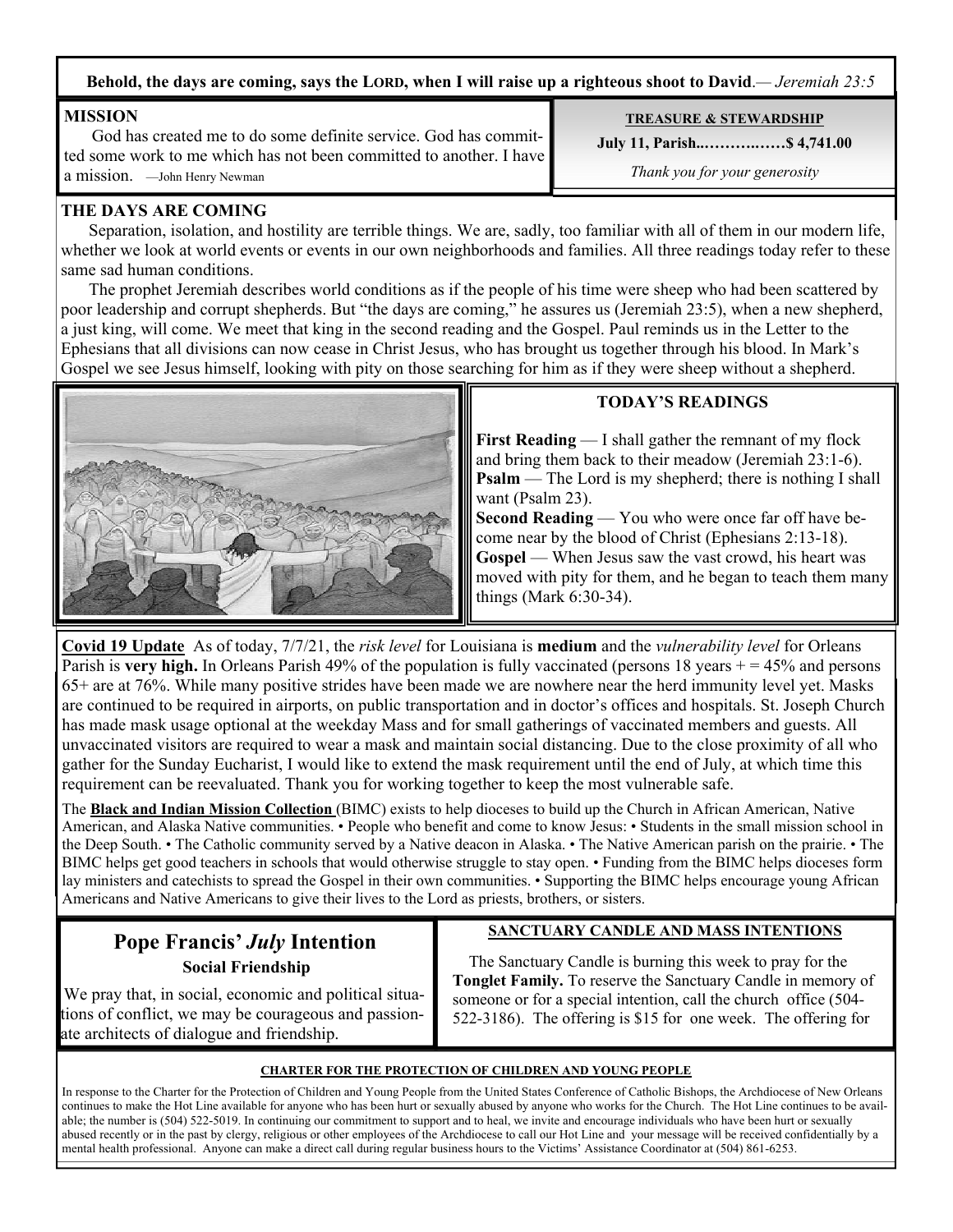**Behold, the days are coming, says the LORD, when I will raise up a righteous shoot to David**.— *Jeremiah 23:5*

## MISSION

God has created me to do some definite service. God has committed some work to me which has not been committed to another. I have a mission. —John Henry Newman

**TREASURE & STEWARDSHIP**

**July 11, Parish...…………$ 4,741.00**

*Thank you for your generosity*

## THE DAYS ARE COMING

Separation, isolation, and hostility are terrible things. We are, sadly, too familiar with all of them in our modern life, whether we look at world events or events in our own neighborhoods and families. All three readings today refer to these same sad human conditions.

The prophet Jeremiah describes world conditions as if the people of his time were sheep who had been scattered by poor leadership and corrupt shepherds. But "the days are coming," he assures us (Jeremiah 23:5), when a new shepherd, a just king, will come. We meet that king in the second reading and the Gospel. Paul reminds us in the Letter to the Ephesians that all divisions can now cease in Christ Jesus, who has brought us together through his blood. In Mark's Gospel we see Jesus himself, looking with pity on those searching for him as if they were sheep without a shepherd.

## TODAY'S READINGS

**First Reading** — I shall gather the remnant of my flock and bring them back to their meadow (Jeremiah 23:1-6).
**Psalm** — The Lord is my shepherd; there is nothing I shall want (Psalm 23).
**Second Reading** — You who were once far off have become near by the blood of Christ (Ephesians 2:13-18).
**Gospel** — When Jesus saw the vast crowd, his heart was moved with pity for them, and he began to teach them many things (Mark 6:30-34).

**Covid 19 Update** As of today, 7/7/21, the *risk level* for Louisiana is **medium** and the *vulnerability level* for Orleans Parish is **very high.** In Orleans Parish 49% of the population is fully vaccinated (persons 18 years + = 45% and persons 65+ are at 76%. While many positive strides have been made we are nowhere near the herd immunity level yet. Masks are continued to be required in airports, on public transportation and in doctor's offices and hospitals. St. Joseph Church has made mask usage optional at the weekday Mass and for small gatherings of vaccinated members and guests. All unvaccinated visitors are required to wear a mask and maintain social distancing. Due to the close proximity of all who gather for the Sunday Eucharist, I would like to extend the mask requirement until the end of July, at which time this requirement can be reevaluated. Thank you for working together to keep the most vulnerable safe.

The **Black and Indian Mission Collection** (BIMC) exists to help dioceses to build up the Church in African American, Native American, and Alaska Native communities. • People who benefit and come to know Jesus: • Students in the small mission school in the Deep South. • The Catholic community served by a Native deacon in Alaska. • The Native American parish on the prairie. • The BIMC helps get good teachers in schools that would otherwise struggle to stay open. • Funding from the BIMC helps dioceses form lay ministers and catechists to spread the Gospel in their own communities. • Supporting the BIMC helps encourage young African Americans and Native Americans to give their lives to the Lord as priests, brothers, or sisters.

## Pope Francis' *July* Intention

**Social Friendship**

We pray that, in social, economic and political situations of conflict, we may be courageous and passionate architects of dialogue and friendship.

**SANCTUARY CANDLE AND MASS INTENTIONS**

The Sanctuary Candle is burning this week to pray for the **Tonglet Family.** To reserve the Sanctuary Candle in memory of someone or for a special intention, call the church office (504-522-3186). The offering is $15 for one week. The offering for

**CHARTER FOR THE PROTECTION OF CHILDREN AND YOUNG PEOPLE**

In response to the Charter for the Protection of Children and Young People from the United States Conference of Catholic Bishops, the Archdiocese of New Orleans continues to make the Hot Line available for anyone who has been hurt or sexually abused by anyone who works for the Church. The Hot Line continues to be available; the number is (504) 522-5019. In continuing our commitment to support and to heal, we invite and encourage individuals who have been hurt or sexually abused recently or in the past by clergy, religious or other employees of the Archdiocese to call our Hot Line and your message will be received confidentially by a mental health professional. Anyone can make a direct call during regular business hours to the Victims' Assistance Coordinator at (504) 861-6253.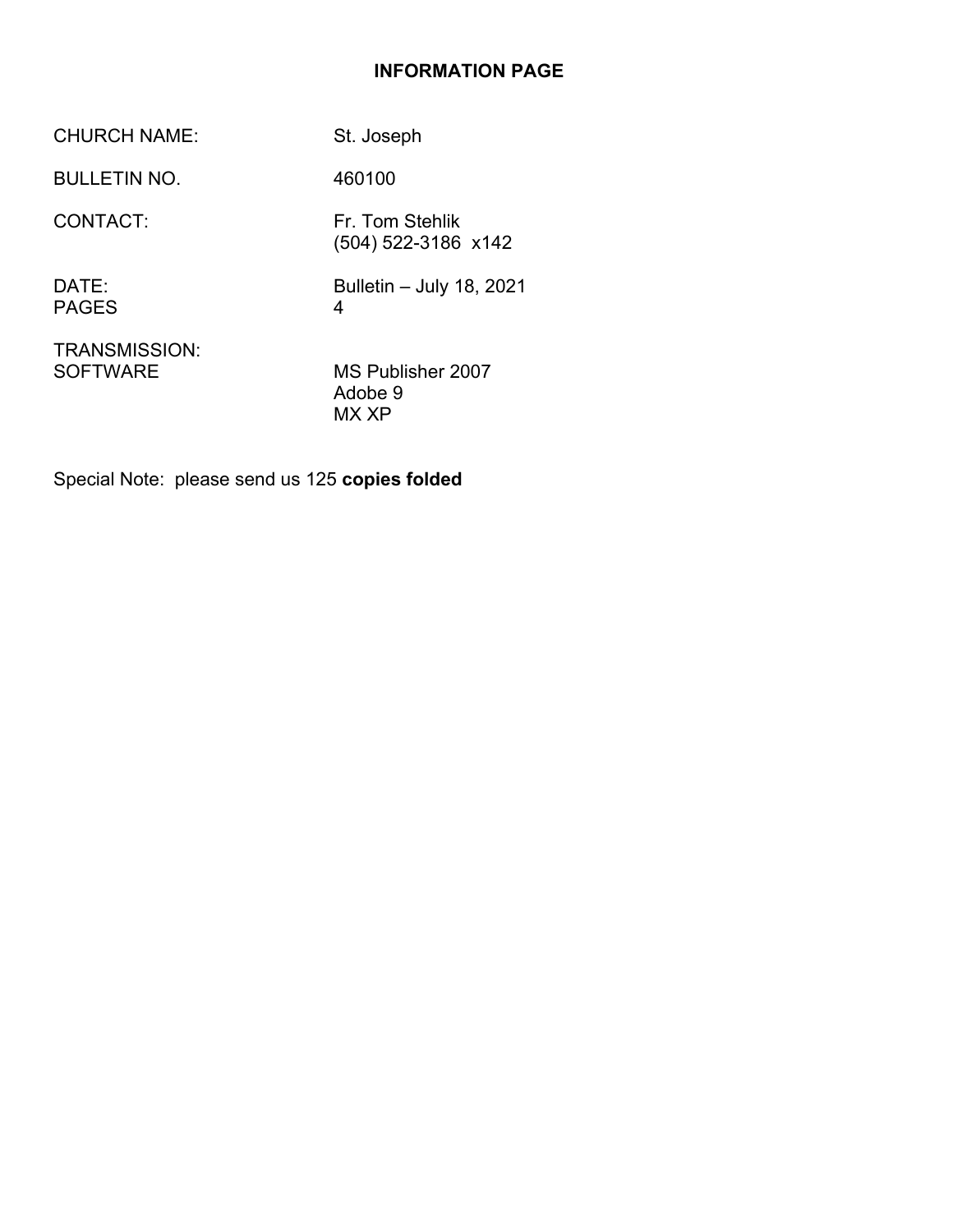# INFORMATION PAGE

| | |
|---|---|
| CHURCH NAME: | St. Joseph |
| BULLETIN NO. | 460100 |
| CONTACT: | Fr. Tom Stehlik<br>(504) 522-3186 x142 |
| DATE:<br>PAGES | Bulletin – July 18, 2021<br>4 |
| TRANSMISSION:<br>SOFTWARE | MS Publisher 2007<br>Adobe 9<br>MX XP |

Special Note: please send us 125 **copies folded**